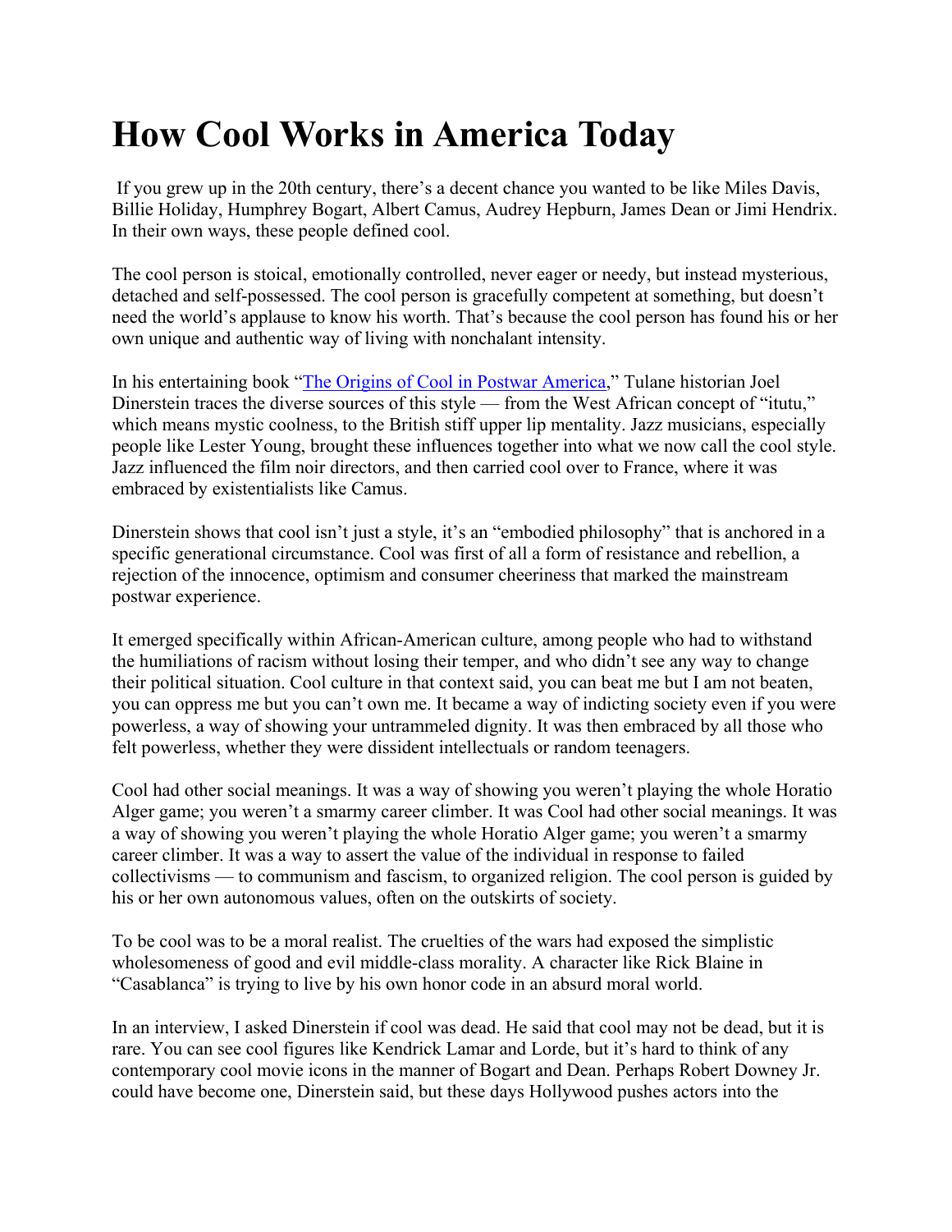# How Cool Works in America Today

If you grew up in the 20th century, there's a decent chance you wanted to be like Miles Davis, Billie Holiday, Humphrey Bogart, Albert Camus, Audrey Hepburn, James Dean or Jimi Hendrix. In their own ways, these people defined cool.

The cool person is stoical, emotionally controlled, never eager or needy, but instead mysterious, detached and self-possessed. The cool person is gracefully competent at something, but doesn't need the world's applause to know his worth. That's because the cool person has found his or her own unique and authentic way of living with nonchalant intensity.

In his entertaining book "The Origins of Cool in Postwar America," Tulane historian Joel Dinerstein traces the diverse sources of this style — from the West African concept of "itutu," which means mystic coolness, to the British stiff upper lip mentality. Jazz musicians, especially people like Lester Young, brought these influences together into what we now call the cool style. Jazz influenced the film noir directors, and then carried cool over to France, where it was embraced by existentialists like Camus.

Dinerstein shows that cool isn't just a style, it's an "embodied philosophy" that is anchored in a specific generational circumstance. Cool was first of all a form of resistance and rebellion, a rejection of the innocence, optimism and consumer cheeriness that marked the mainstream postwar experience.

It emerged specifically within African-American culture, among people who had to withstand the humiliations of racism without losing their temper, and who didn't see any way to change their political situation. Cool culture in that context said, you can beat me but I am not beaten, you can oppress me but you can't own me. It became a way of indicting society even if you were powerless, a way of showing your untrammeled dignity. It was then embraced by all those who felt powerless, whether they were dissident intellectuals or random teenagers.

Cool had other social meanings. It was a way of showing you weren't playing the whole Horatio Alger game; you weren't a smarmy career climber. It was Cool had other social meanings. It was a way of showing you weren't playing the whole Horatio Alger game; you weren't a smarmy career climber. It was a way to assert the value of the individual in response to failed collectivisms — to communism and fascism, to organized religion. The cool person is guided by his or her own autonomous values, often on the outskirts of society.

To be cool was to be a moral realist. The cruelties of the wars had exposed the simplistic wholesomeness of good and evil middle-class morality. A character like Rick Blaine in "Casablanca" is trying to live by his own honor code in an absurd moral world.

In an interview, I asked Dinerstein if cool was dead. He said that cool may not be dead, but it is rare. You can see cool figures like Kendrick Lamar and Lorde, but it's hard to think of any contemporary cool movie icons in the manner of Bogart and Dean. Perhaps Robert Downey Jr. could have become one, Dinerstein said, but these days Hollywood pushes actors into the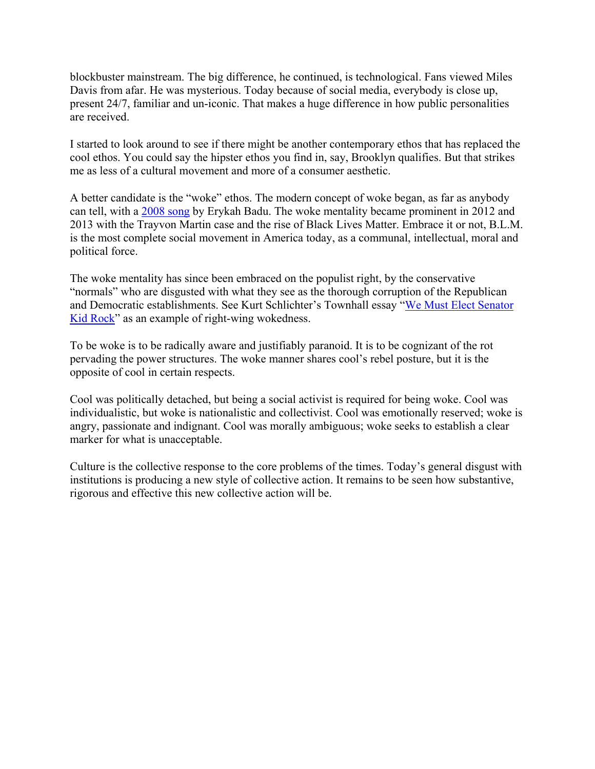blockbuster mainstream. The big difference, he continued, is technological. Fans viewed Miles Davis from afar. He was mysterious. Today because of social media, everybody is close up, present 24/7, familiar and un-iconic. That makes a huge difference in how public personalities are received.

I started to look around to see if there might be another contemporary ethos that has replaced the cool ethos. You could say the hipster ethos you find in, say, Brooklyn qualifies. But that strikes me as less of a cultural movement and more of a consumer aesthetic.

A better candidate is the "woke" ethos. The modern concept of woke began, as far as anybody can tell, with a 2008 song by Erykah Badu. The woke mentality became prominent in 2012 and 2013 with the Trayvon Martin case and the rise of Black Lives Matter. Embrace it or not, B.L.M. is the most complete social movement in America today, as a communal, intellectual, moral and political force.

The woke mentality has since been embraced on the populist right, by the conservative "normals" who are disgusted with what they see as the thorough corruption of the Republican and Democratic establishments. See Kurt Schlichter's Townhall essay "We Must Elect Senator Kid Rock" as an example of right-wing wokedness.

To be woke is to be radically aware and justifiably paranoid. It is to be cognizant of the rot pervading the power structures. The woke manner shares cool's rebel posture, but it is the opposite of cool in certain respects.

Cool was politically detached, but being a social activist is required for being woke. Cool was individualistic, but woke is nationalistic and collectivist. Cool was emotionally reserved; woke is angry, passionate and indignant. Cool was morally ambiguous; woke seeks to establish a clear marker for what is unacceptable.

Culture is the collective response to the core problems of the times. Today's general disgust with institutions is producing a new style of collective action. It remains to be seen how substantive, rigorous and effective this new collective action will be.